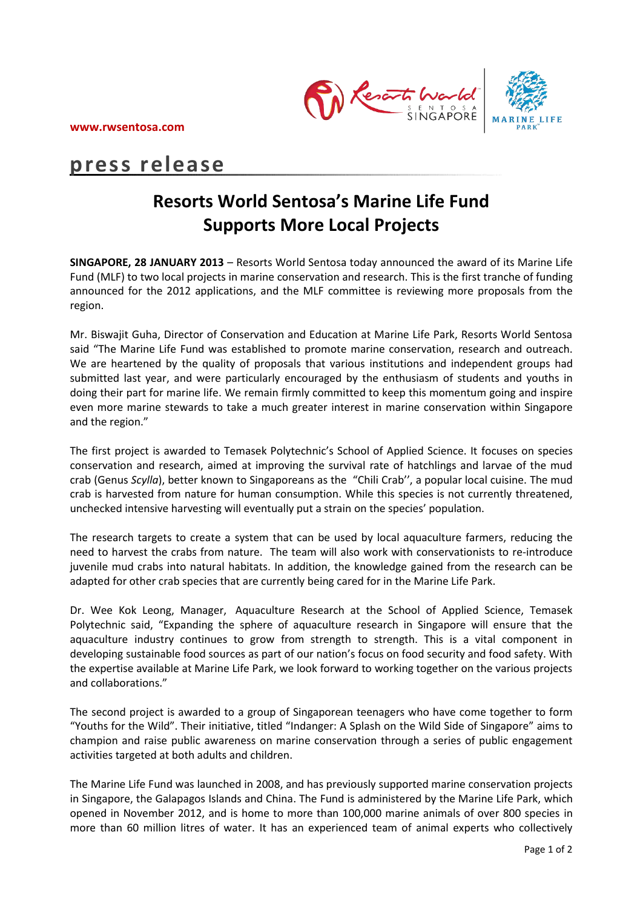www.rwsentosa.com

**press release**

# Resorts World Sentosa's Marine Life Fund Supports More Local Projects

**SINGAPORE, 28 JANUARY 2013** – Resorts World Sentosa today announced the award of its Marine Life Fund (MLF) to two local projects in marine conservation and research. This is the first tranche of funding announced for the 2012 applications, and the MLF committee is reviewing more proposals from the region.

Mr. Biswajit Guha, Director of Conservation and Education at Marine Life Park, Resorts World Sentosa said "The Marine Life Fund was established to promote marine conservation, research and outreach. We are heartened by the quality of proposals that various institutions and independent groups had submitted last year, and were particularly encouraged by the enthusiasm of students and youths in doing their part for marine life. We remain firmly committed to keep this momentum going and inspire even more marine stewards to take a much greater interest in marine conservation within Singapore and the region."

The first project is awarded to Temasek Polytechnic's School of Applied Science. It focuses on species conservation and research, aimed at improving the survival rate of hatchlings and larvae of the mud crab (Genus *Scylla*), better known to Singaporeans as the "Chili Crab'', a popular local cuisine. The mud crab is harvested from nature for human consumption. While this species is not currently threatened, unchecked intensive harvesting will eventually put a strain on the species' population.

The research targets to create a system that can be used by local aquaculture farmers, reducing the need to harvest the crabs from nature. The team will also work with conservationists to re-introduce juvenile mud crabs into natural habitats. In addition, the knowledge gained from the research can be adapted for other crab species that are currently being cared for in the Marine Life Park.

Dr. Wee Kok Leong, Manager, Aquaculture Research at the School of Applied Science, Temasek Polytechnic said, "Expanding the sphere of aquaculture research in Singapore will ensure that the aquaculture industry continues to grow from strength to strength. This is a vital component in developing sustainable food sources as part of our nation's focus on food security and food safety. With the expertise available at Marine Life Park, we look forward to working together on the various projects and collaborations."

The second project is awarded to a group of Singaporean teenagers who have come together to form "Youths for the Wild". Their initiative, titled "Indanger: A Splash on the Wild Side of Singapore" aims to champion and raise public awareness on marine conservation through a series of public engagement activities targeted at both adults and children.

The Marine Life Fund was launched in 2008, and has previously supported marine conservation projects in Singapore, the Galapagos Islands and China. The Fund is administered by the Marine Life Park, which opened in November 2012, and is home to more than 100,000 marine animals of over 800 species in more than 60 million litres of water. It has an experienced team of animal experts who collectively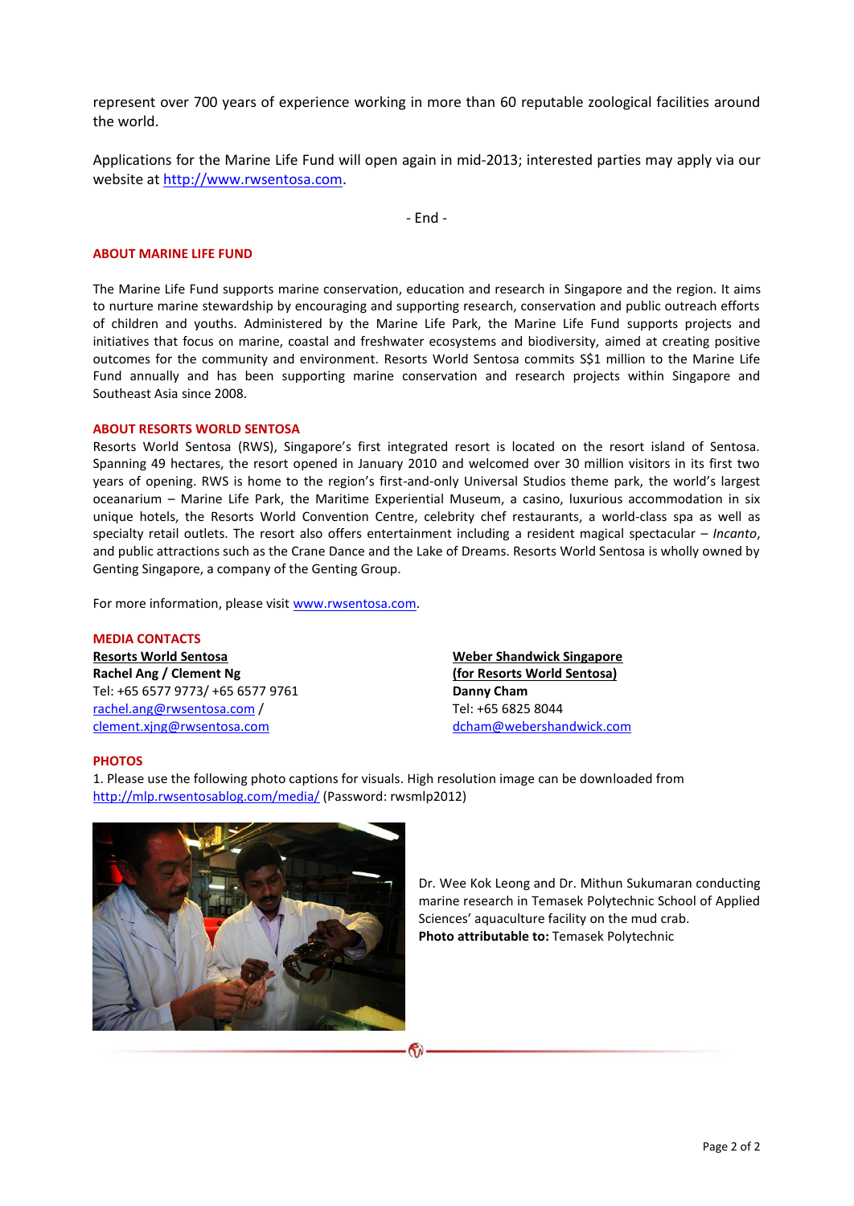represent over 700 years of experience working in more than 60 reputable zoological facilities around the world.

Applications for the Marine Life Fund will open again in mid-2013; interested parties may apply via our website at http://www.rwsentosa.com.

- End -

**ABOUT MARINE LIFE FUND**

The Marine Life Fund supports marine conservation, education and research in Singapore and the region. It aims to nurture marine stewardship by encouraging and supporting research, conservation and public outreach efforts of children and youths. Administered by the Marine Life Park, the Marine Life Fund supports projects and initiatives that focus on marine, coastal and freshwater ecosystems and biodiversity, aimed at creating positive outcomes for the community and environment. Resorts World Sentosa commits S$1 million to the Marine Life Fund annually and has been supporting marine conservation and research projects within Singapore and Southeast Asia since 2008.

**ABOUT RESORTS WORLD SENTOSA**

Resorts World Sentosa (RWS), Singapore's first integrated resort is located on the resort island of Sentosa. Spanning 49 hectares, the resort opened in January 2010 and welcomed over 30 million visitors in its first two years of opening. RWS is home to the region's first-and-only Universal Studios theme park, the world's largest oceanarium – Marine Life Park, the Maritime Experiential Museum, a casino, luxurious accommodation in six unique hotels, the Resorts World Convention Centre, celebrity chef restaurants, a world-class spa as well as specialty retail outlets. The resort also offers entertainment including a resident magical spectacular – *Incanto*, and public attractions such as the Crane Dance and the Lake of Dreams. Resorts World Sentosa is wholly owned by Genting Singapore, a company of the Genting Group.

For more information, please visit www.rwsentosa.com.

**MEDIA CONTACTS**

**Resorts World Sentosa**
**Rachel Ang / Clement Ng**
Tel: +65 6577 9773/ +65 6577 9761
rachel.ang@rwsentosa.com /
clement.xjng@rwsentosa.com

**Weber Shandwick Singapore**
**(for Resorts World Sentosa)**
**Danny Cham**
Tel: +65 6825 8044
dcham@webershandwick.com

**PHOTOS**

1. Please use the following photo captions for visuals. High resolution image can be downloaded from http://mlp.rwsentosablog.com/media/ (Password: rwsmlp2012)

Dr. Wee Kok Leong and Dr. Mithun Sukumaran conducting marine research in Temasek Polytechnic School of Applied Sciences' aquaculture facility on the mud crab.
**Photo attributable to:** Temasek Polytechnic